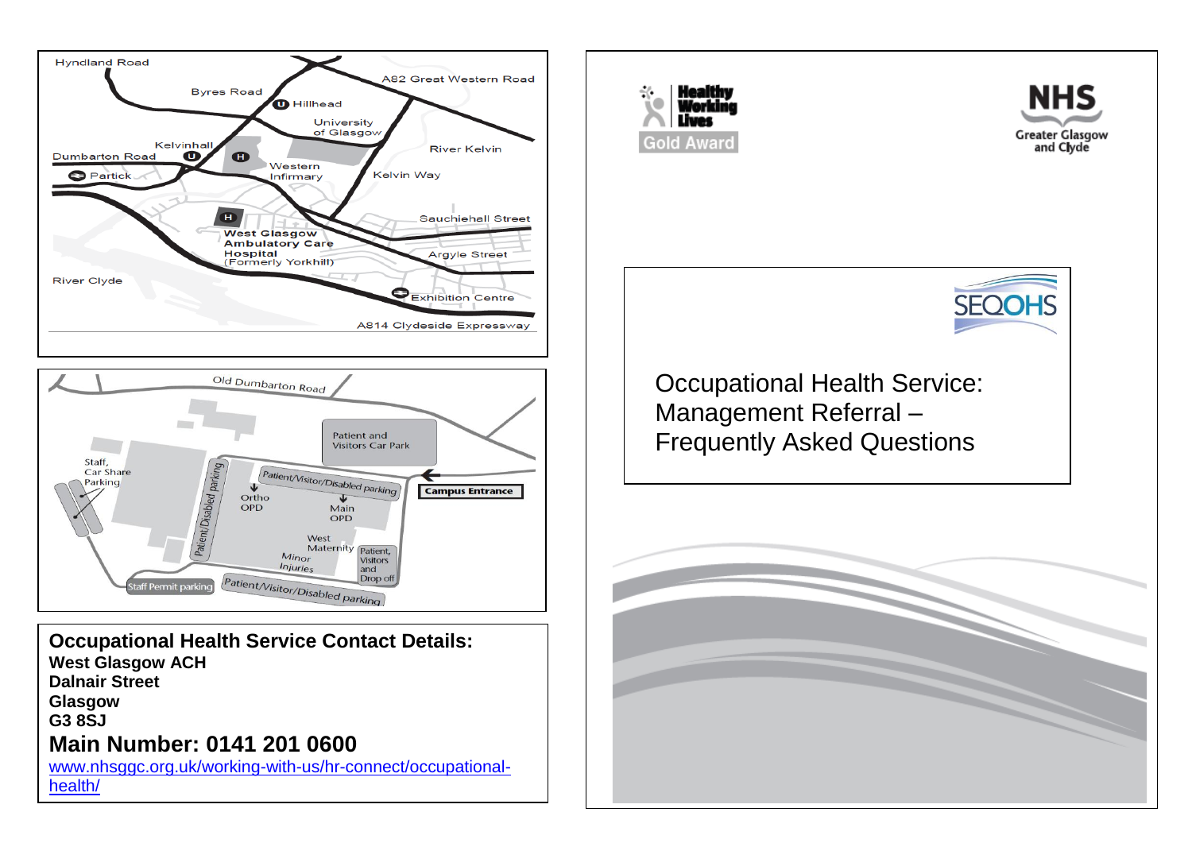Hyndland Road

A82 Great Western Road

Byres Road

Hillhead

University of Glasgow

Kelvinhall

Dumbarton Road

River Kelvin

Partick

Western Infirmary

Kelvin Way

Sauchiehall Street

West Glasgow Ambulatory Care Hospital (Formerly Yorkhill)

Argyle Street

River Clyde

Exhibition Centre

A814 Clydeside Expressway

Old Dumbarton Road

Patient and Visitors Car Park

Staff, Car Share Parking

Patient/Disabled parking

Patient/Visitor/Disabled parking

Campus Entrance

Ortho OPD

Main OPD

West Maternity

Minor Injuries

Patient, Visitors and Drop off

Staff Permit parking

Patient/Visitor/Disabled parking

**Occupational Health Service Contact Details:**
**West Glasgow ACH**
**Dalnair Street**
**Glasgow**
**G3 8SJ**

**Main Number: 0141 201 0600**

www.nhsggc.org.uk/working-with-us/hr-connect/occupational-health/

Healthy Working Lives Gold Award

NHS Greater Glasgow and Clyde

SEQOHS

# Occupational Health Service: Management Referral – Frequently Asked Questions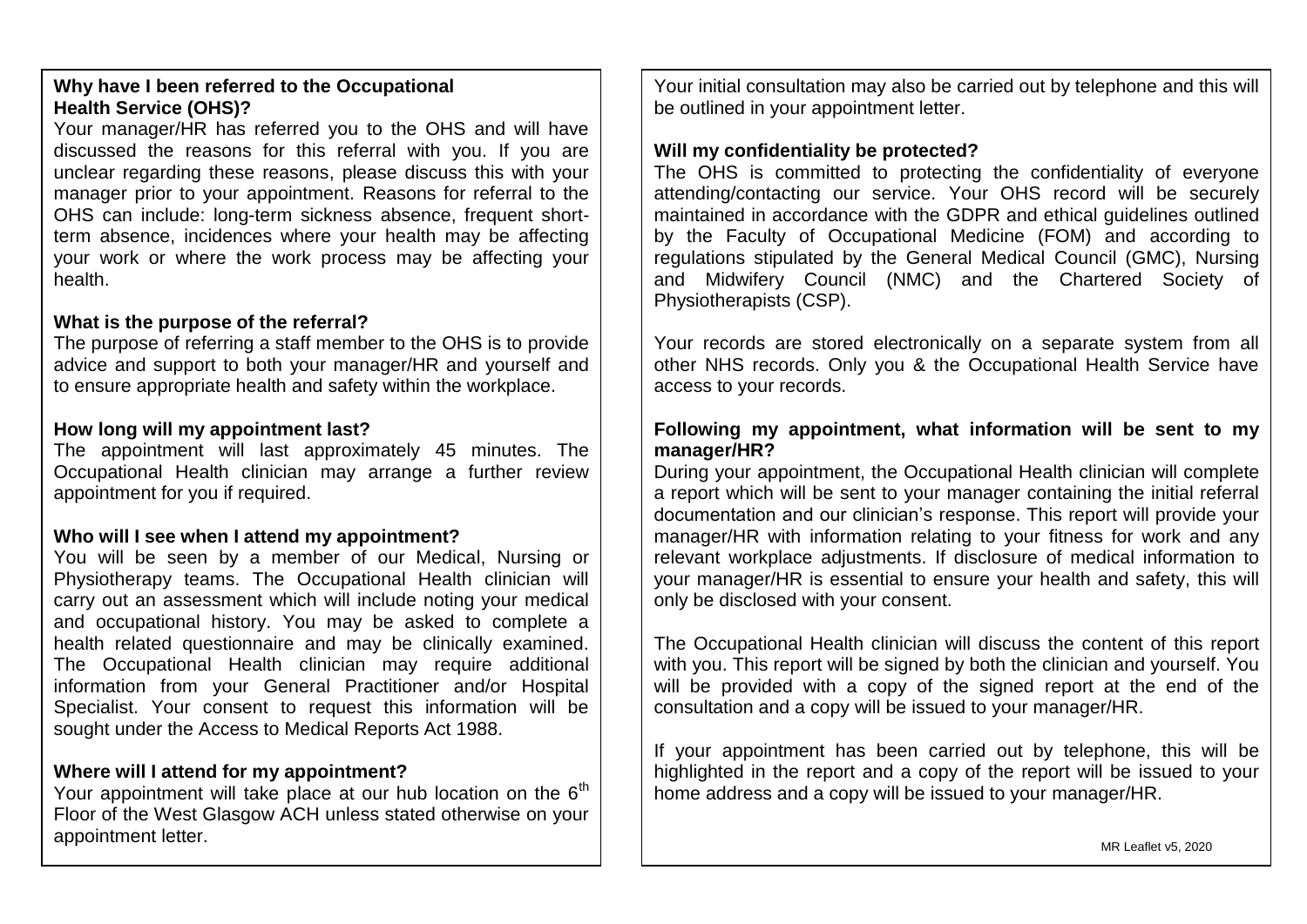### Why have I been referred to the Occupational Health Service (OHS)?

Your manager/HR has referred you to the OHS and will have discussed the reasons for this referral with you. If you are unclear regarding these reasons, please discuss this with your manager prior to your appointment. Reasons for referral to the OHS can include: long-term sickness absence, frequent short-term absence, incidences where your health may be affecting your work or where the work process may be affecting your health.

### What is the purpose of the referral?

The purpose of referring a staff member to the OHS is to provide advice and support to both your manager/HR and yourself and to ensure appropriate health and safety within the workplace.

### How long will my appointment last?

The appointment will last approximately 45 minutes. The Occupational Health clinician may arrange a further review appointment for you if required.

### Who will I see when I attend my appointment?

You will be seen by a member of our Medical, Nursing or Physiotherapy teams. The Occupational Health clinician will carry out an assessment which will include noting your medical and occupational history. You may be asked to complete a health related questionnaire and may be clinically examined. The Occupational Health clinician may require additional information from your General Practitioner and/or Hospital Specialist. Your consent to request this information will be sought under the Access to Medical Reports Act 1988.

### Where will I attend for my appointment?

Your appointment will take place at our hub location on the 6th Floor of the West Glasgow ACH unless stated otherwise on your appointment letter.

Your initial consultation may also be carried out by telephone and this will be outlined in your appointment letter.

### Will my confidentiality be protected?

The OHS is committed to protecting the confidentiality of everyone attending/contacting our service. Your OHS record will be securely maintained in accordance with the GDPR and ethical guidelines outlined by the Faculty of Occupational Medicine (FOM) and according to regulations stipulated by the General Medical Council (GMC), Nursing and Midwifery Council (NMC) and the Chartered Society of Physiotherapists (CSP).

Your records are stored electronically on a separate system from all other NHS records. Only you & the Occupational Health Service have access to your records.

### Following my appointment, what information will be sent to my manager/HR?

During your appointment, the Occupational Health clinician will complete a report which will be sent to your manager containing the initial referral documentation and our clinician's response. This report will provide your manager/HR with information relating to your fitness for work and any relevant workplace adjustments. If disclosure of medical information to your manager/HR is essential to ensure your health and safety, this will only be disclosed with your consent.

The Occupational Health clinician will discuss the content of this report with you. This report will be signed by both the clinician and yourself. You will be provided with a copy of the signed report at the end of the consultation and a copy will be issued to your manager/HR.

If your appointment has been carried out by telephone, this will be highlighted in the report and a copy of the report will be issued to your home address and a copy will be issued to your manager/HR.

MR Leaflet v5, 2020